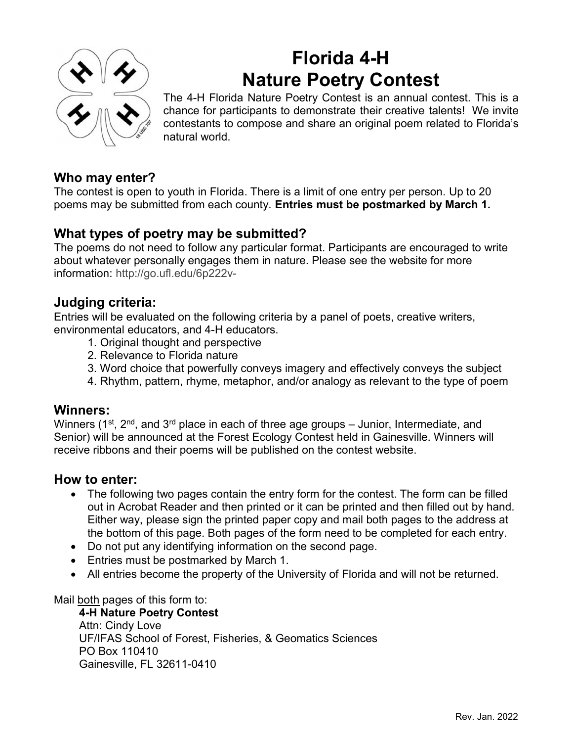# Florida 4-H
# Nature Poetry Contest

The 4-H Florida Nature Poetry Contest is an annual contest. This is a chance for participants to demonstrate their creative talents! We invite contestants to compose and share an original poem related to Florida's natural world.

## Who may enter?

The contest is open to youth in Florida. There is a limit of one entry per person. Up to 20 poems may be submitted from each county. **Entries must be postmarked by March 1.**

## What types of poetry may be submitted?

The poems do not need to follow any particular format. Participants are encouraged to write about whatever personally engages them in nature. Please see the website for more information: http://go.ufl.edu/6p222v-

## Judging criteria:

Entries will be evaluated on the following criteria by a panel of poets, creative writers, environmental educators, and 4-H educators.

1. Original thought and perspective
2. Relevance to Florida nature
3. Word choice that powerfully conveys imagery and effectively conveys the subject
4. Rhythm, pattern, rhyme, metaphor, and/or analogy as relevant to the type of poem

## Winners:

Winners (1st, 2nd, and 3rd place in each of three age groups – Junior, Intermediate, and Senior) will be announced at the Forest Ecology Contest held in Gainesville. Winners will receive ribbons and their poems will be published on the contest website.

## How to enter:

- The following two pages contain the entry form for the contest. The form can be filled out in Acrobat Reader and then printed or it can be printed and then filled out by hand. Either way, please sign the printed paper copy and mail both pages to the address at the bottom of this page. Both pages of the form need to be completed for each entry.
- Do not put any identifying information on the second page.
- Entries must be postmarked by March 1.
- All entries become the property of the University of Florida and will not be returned.

Mail <u>both</u> pages of this form to:

**4-H Nature Poetry Contest**
Attn: Cindy Love
UF/IFAS School of Forest, Fisheries, & Geomatics Sciences
PO Box 110410
Gainesville, FL 32611-0410

Rev. Jan. 2022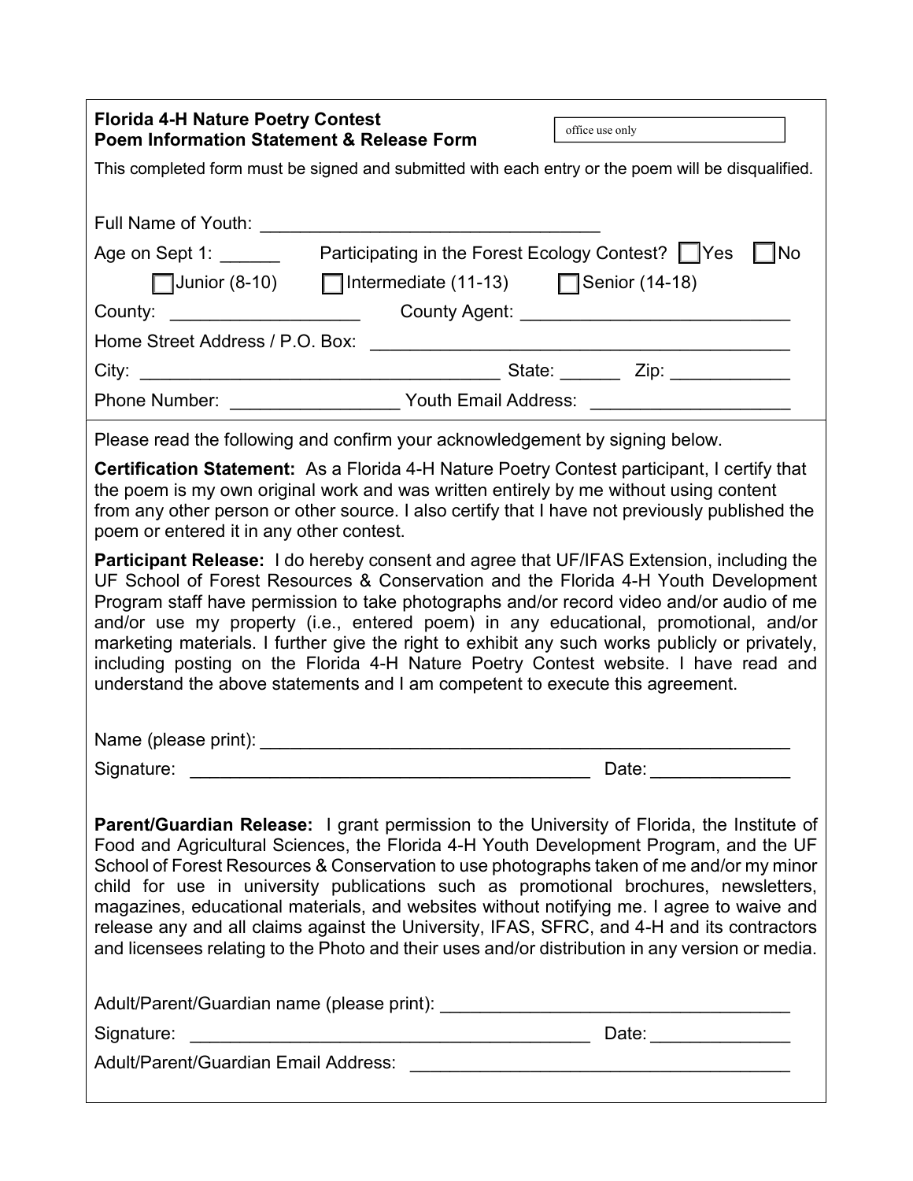**Florida 4-H Nature Poetry Contest**
**Poem Information Statement & Release Form**

office use only

This completed form must be signed and submitted with each entry or the poem will be disqualified.

Full Name of Youth: ___________________________________

Age on Sept 1: ______ Participating in the Forest Ecology Contest? ☐ Yes ☐ No

☐ Junior (8-10) ☐ Intermediate (11-13) ☐ Senior (14-18)

County: ___________________ County Agent: ___________________________

Home Street Address / P.O. Box: ___________________________________________

City: ____________________________________ State: ______ Zip: ____________

Phone Number: ________________ Youth Email Address: ____________________

Please read the following and confirm your acknowledgement by signing below.

**Certification Statement:** As a Florida 4-H Nature Poetry Contest participant, I certify that the poem is my own original work and was written entirely by me without using content from any other person or other source. I also certify that I have not previously published the poem or entered it in any other contest.

**Participant Release:** I do hereby consent and agree that UF/IFAS Extension, including the UF School of Forest Resources & Conservation and the Florida 4-H Youth Development Program staff have permission to take photographs and/or record video and/or audio of me and/or use my property (i.e., entered poem) in any educational, promotional, and/or marketing materials. I further give the right to exhibit any such works publicly or privately, including posting on the Florida 4-H Nature Poetry Contest website. I have read and understand the above statements and I am competent to execute this agreement.

Name (please print): _______________________________________________________

Signature: _________________________________________ Date: ______________

**Parent/Guardian Release:** I grant permission to the University of Florida, the Institute of Food and Agricultural Sciences, the Florida 4-H Youth Development Program, and the UF School of Forest Resources & Conservation to use photographs taken of me and/or my minor child for use in university publications such as promotional brochures, newsletters, magazines, educational materials, and websites without notifying me. I agree to waive and release any and all claims against the University, IFAS, SFRC, and 4-H and its contractors and licensees relating to the Photo and their uses and/or distribution in any version or media.

Adult/Parent/Guardian name (please print): ___________________________________

Signature: _________________________________________ Date: ______________

Adult/Parent/Guardian Email Address: ______________________________________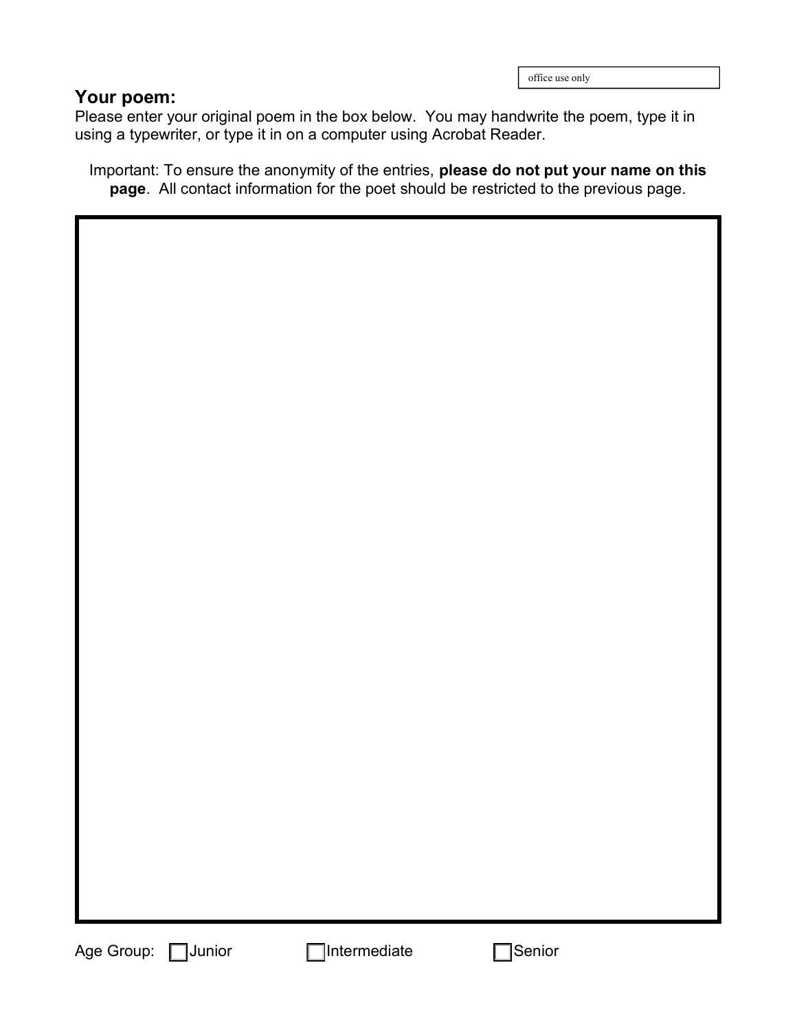office use only

## Your poem:

Please enter your original poem in the box below. You may handwrite the poem, type it in using a typewriter, or type it in on a computer using Acrobat Reader.

Important: To ensure the anonymity of the entries, **please do not put your name on this page**. All contact information for the poet should be restricted to the previous page.

Age Group: ☐ Junior ☐ Intermediate ☐ Senior